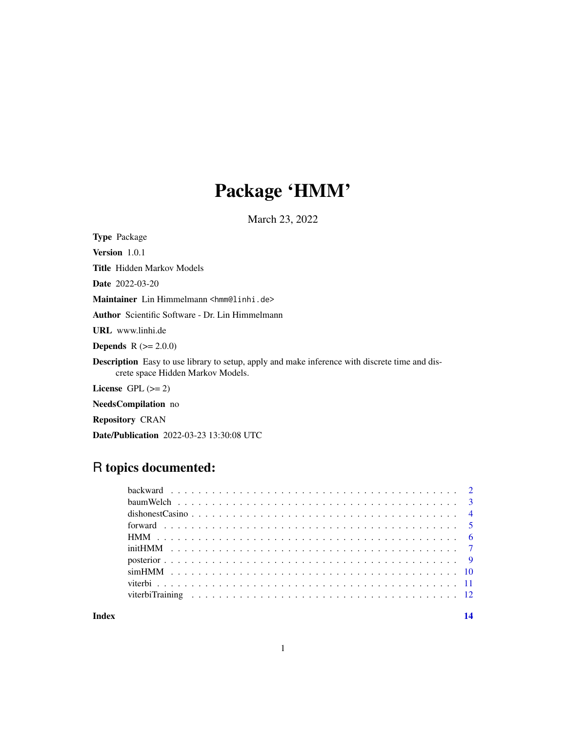# Package 'HMM'

March 23, 2022

**Type** Package

**Version** 1.0.1

**Title** Hidden Markov Models

**Date** 2022-03-20

**Maintainer** Lin Himmelmann <hmm@linhi.de>

**Author** Scientific Software - Dr. Lin Himmelmann

**URL** www.linhi.de

**Depends** R (>= 2.0.0)

**Description** Easy to use library to setup, apply and make inference with discrete time and discrete space Hidden Markov Models.

**License** GPL (>= 2)

**NeedsCompilation** no

**Repository** CRAN

**Date/Publication** 2022-03-23 13:30:08 UTC

## R topics documented:

| | |
|---|---|
| backward | 2 |
| baumWelch | 3 |
| dishonestCasino | 4 |
| forward | 5 |
| HMM | 6 |
| initHMM | 7 |
| posterior | 9 |
| simHMM | 10 |
| viterbi | 11 |
| viterbiTraining | 12 |
| **Index** | **14** |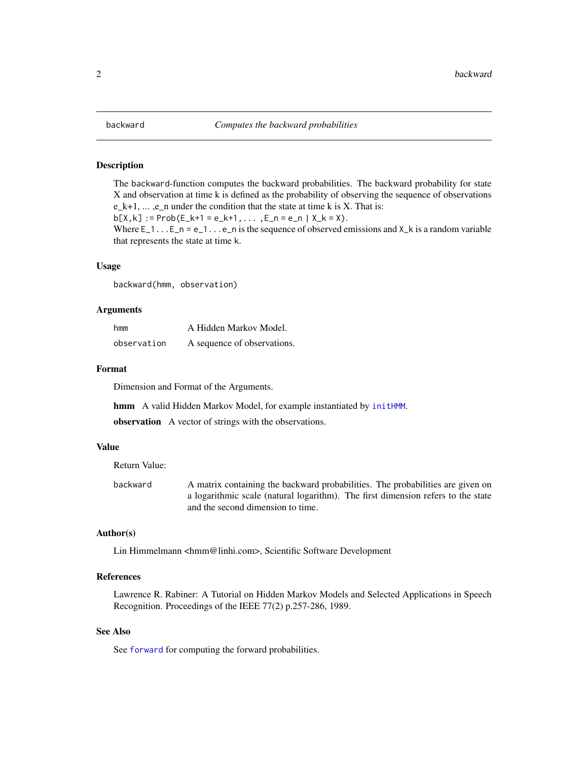# backward — *Computes the backward probabilities*

## Description

The backward-function computes the backward probabilities. The backward probability for state X and observation at time k is defined as the probability of observing the sequence of observations e_k+1, ... ,e_n under the condition that the state at time k is X. That is:
`b[X,k] := Prob(E_k+1 = e_k+1, ... ,E_n = e_n | X_k = X)`.
Where `E_1...E_n = e_1...e_n` is the sequence of observed emissions and `X_k` is a random variable that represents the state at time k.

## Usage

```
backward(hmm, observation)
```

## Arguments

| | |
|---|---|
| `hmm` | A Hidden Markov Model. |
| `observation` | A sequence of observations. |

## Format

Dimension and Format of the Arguments.

**hmm** A valid Hidden Markov Model, for example instantiated by `initHMM`.

**observation** A vector of strings with the observations.

## Value

Return Value:

| | |
|---|---|
| `backward` | A matrix containing the backward probabilities. The probabilities are given on a logarithmic scale (natural logarithm). The first dimension refers to the state and the second dimension to time. |

## Author(s)

Lin Himmelmann <hmm@linhi.com>, Scientific Software Development

## References

Lawrence R. Rabiner: A Tutorial on Hidden Markov Models and Selected Applications in Speech Recognition. Proceedings of the IEEE 77(2) p.257-286, 1989.

## See Also

See `forward` for computing the forward probabilities.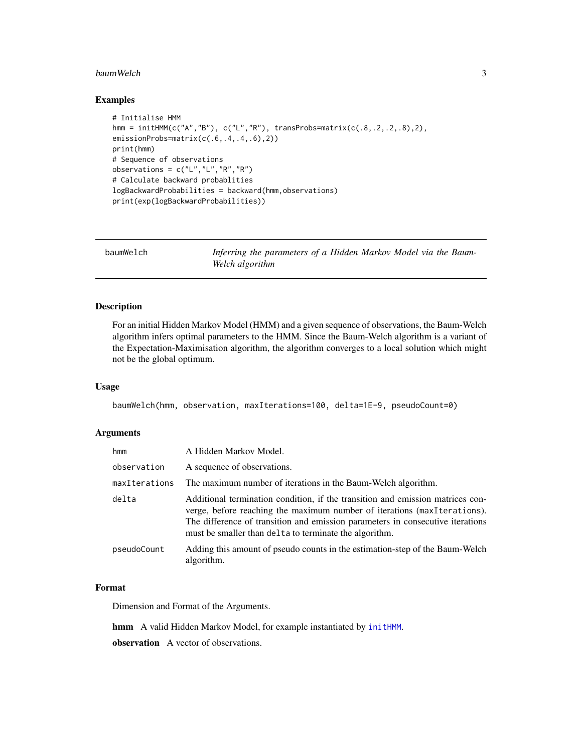## Examples

```
# Initialise HMM
hmm = initHMM(c("A","B"), c("L","R"), transProbs=matrix(c(.8,.2,.2,.8),2),
emissionProbs=matrix(c(.6,.4,.4,.6),2))
print(hmm)
# Sequence of observations
observations = c("L","L","R","R")
# Calculate backward probablities
logBackwardProbabilities = backward(hmm,observations)
print(exp(logBackwardProbabilities))
```

---

# baumWelch — *Inferring the parameters of a Hidden Markov Model via the Baum-Welch algorithm*

## Description

For an initial Hidden Markov Model (HMM) and a given sequence of observations, the Baum-Welch algorithm infers optimal parameters to the HMM. Since the Baum-Welch algorithm is a variant of the Expectation-Maximisation algorithm, the algorithm converges to a local solution which might not be the global optimum.

## Usage

```
baumWelch(hmm, observation, maxIterations=100, delta=1E-9, pseudoCount=0)
```

## Arguments

| | |
|---|---|
| `hmm` | A Hidden Markov Model. |
| `observation` | A sequence of observations. |
| `maxIterations` | The maximum number of iterations in the Baum-Welch algorithm. |
| `delta` | Additional termination condition, if the transition and emission matrices converge, before reaching the maximum number of iterations (`maxIterations`). The difference of transition and emission parameters in consecutive iterations must be smaller than `delta` to terminate the algorithm. |
| `pseudoCount` | Adding this amount of pseudo counts in the estimation-step of the Baum-Welch algorithm. |

## Format

Dimension and Format of the Arguments.

**hmm** A valid Hidden Markov Model, for example instantiated by `initHMM`.

**observation** A vector of observations.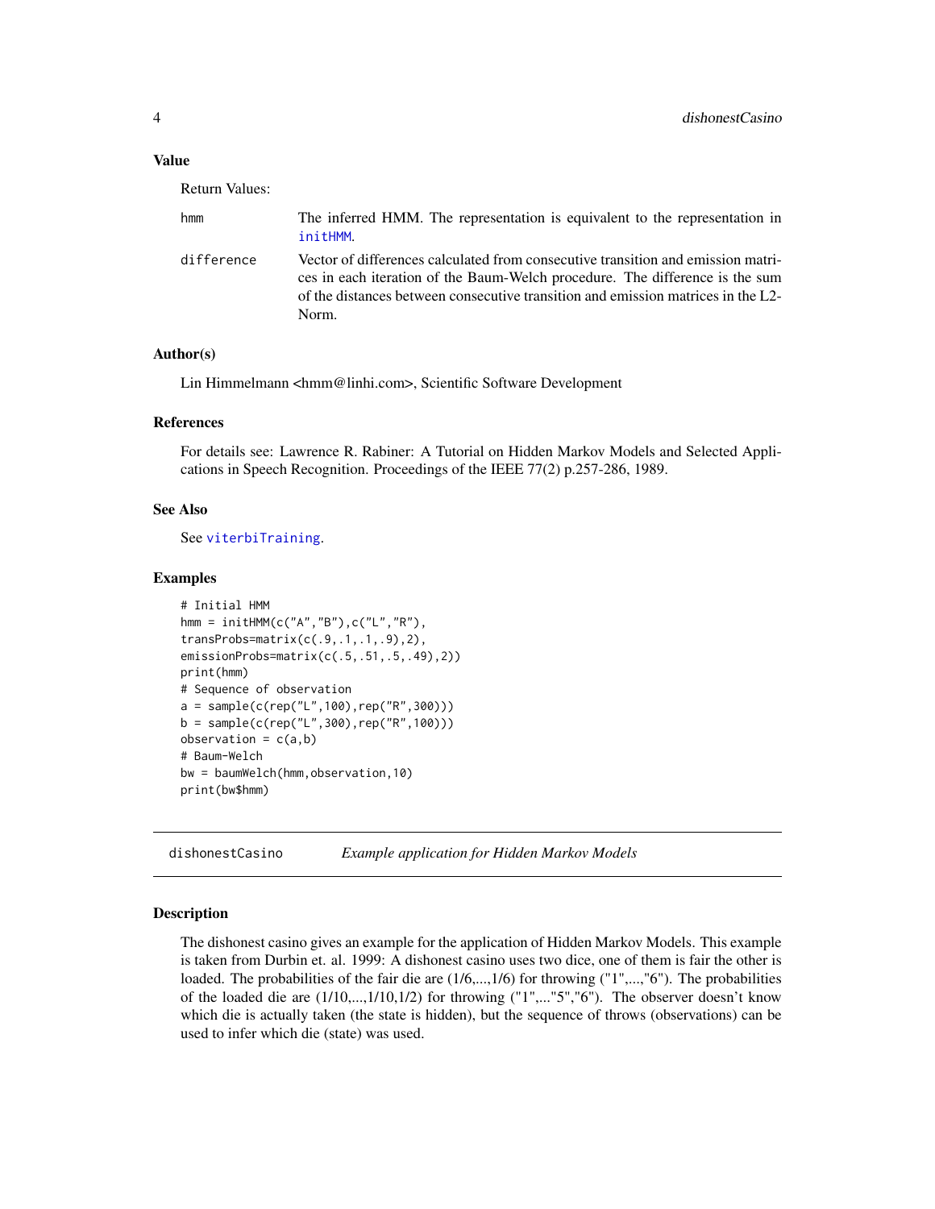### Value

Return Values:

| | |
|---|---|
| hmm | The inferred HMM. The representation is equivalent to the representation in initHMM. |
| difference | Vector of differences calculated from consecutive transition and emission matrices in each iteration of the Baum-Welch procedure. The difference is the sum of the distances between consecutive transition and emission matrices in the L2-Norm. |

### Author(s)

Lin Himmelmann <hmm@linhi.com>, Scientific Software Development

### References

For details see: Lawrence R. Rabiner: A Tutorial on Hidden Markov Models and Selected Applications in Speech Recognition. Proceedings of the IEEE 77(2) p.257-286, 1989.

### See Also

See viterbiTraining.

### Examples

```
# Initial HMM
hmm = initHMM(c("A","B"),c("L","R"),
transProbs=matrix(c(.9,.1,.1,.9),2),
emissionProbs=matrix(c(.5,.51,.5,.49),2))
print(hmm)
# Sequence of observation
a = sample(c(rep("L",100),rep("R",300)))
b = sample(c(rep("L",300),rep("R",100)))
observation = c(a,b)
# Baum-Welch
bw = baumWelch(hmm,observation,10)
print(bw$hmm)
```

---

## dishonestCasino    *Example application for Hidden Markov Models*

### Description

The dishonest casino gives an example for the application of Hidden Markov Models. This example is taken from Durbin et. al. 1999: A dishonest casino uses two dice, one of them is fair the other is loaded. The probabilities of the fair die are (1/6,...,1/6) for throwing ("1",...,"6"). The probabilities of the loaded die are (1/10,...,1/10,1/2) for throwing ("1",..."5","6"). The observer doesn't know which die is actually taken (the state is hidden), but the sequence of throws (observations) can be used to infer which die (state) was used.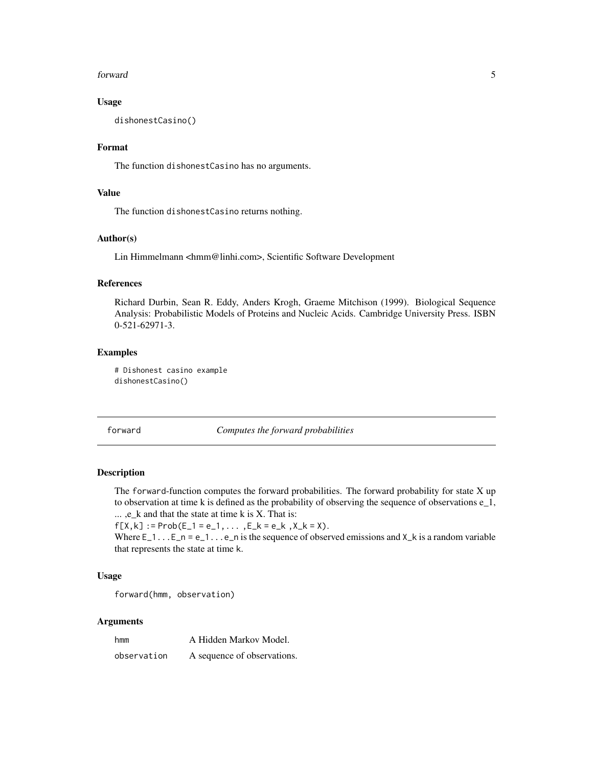### Usage

```
dishonestCasino()
```

### Format

The function dishonestCasino has no arguments.

### Value

The function dishonestCasino returns nothing.

### Author(s)

Lin Himmelmann <hmm@linhi.com>, Scientific Software Development

### References

Richard Durbin, Sean R. Eddy, Anders Krogh, Graeme Mitchison (1999). Biological Sequence Analysis: Probabilistic Models of Proteins and Nucleic Acids. Cambridge University Press. ISBN 0-521-62971-3.

### Examples

```
# Dishonest casino example
dishonestCasino()
```

---

## forward — *Computes the forward probabilities*

---

### Description

The forward-function computes the forward probabilities. The forward probability for state X up to observation at time k is defined as the probability of observing the sequence of observations e_1, ... ,e_k and that the state at time k is X. That is:
f[X,k] := Prob(E_1 = e_1, ... ,E_k = e_k ,X_k = X).
Where E_1...E_n = e_1...e_n is the sequence of observed emissions and X_k is a random variable that represents the state at time k.

### Usage

```
forward(hmm, observation)
```

### Arguments

| | |
|---|---|
| hmm | A Hidden Markov Model. |
| observation | A sequence of observations. |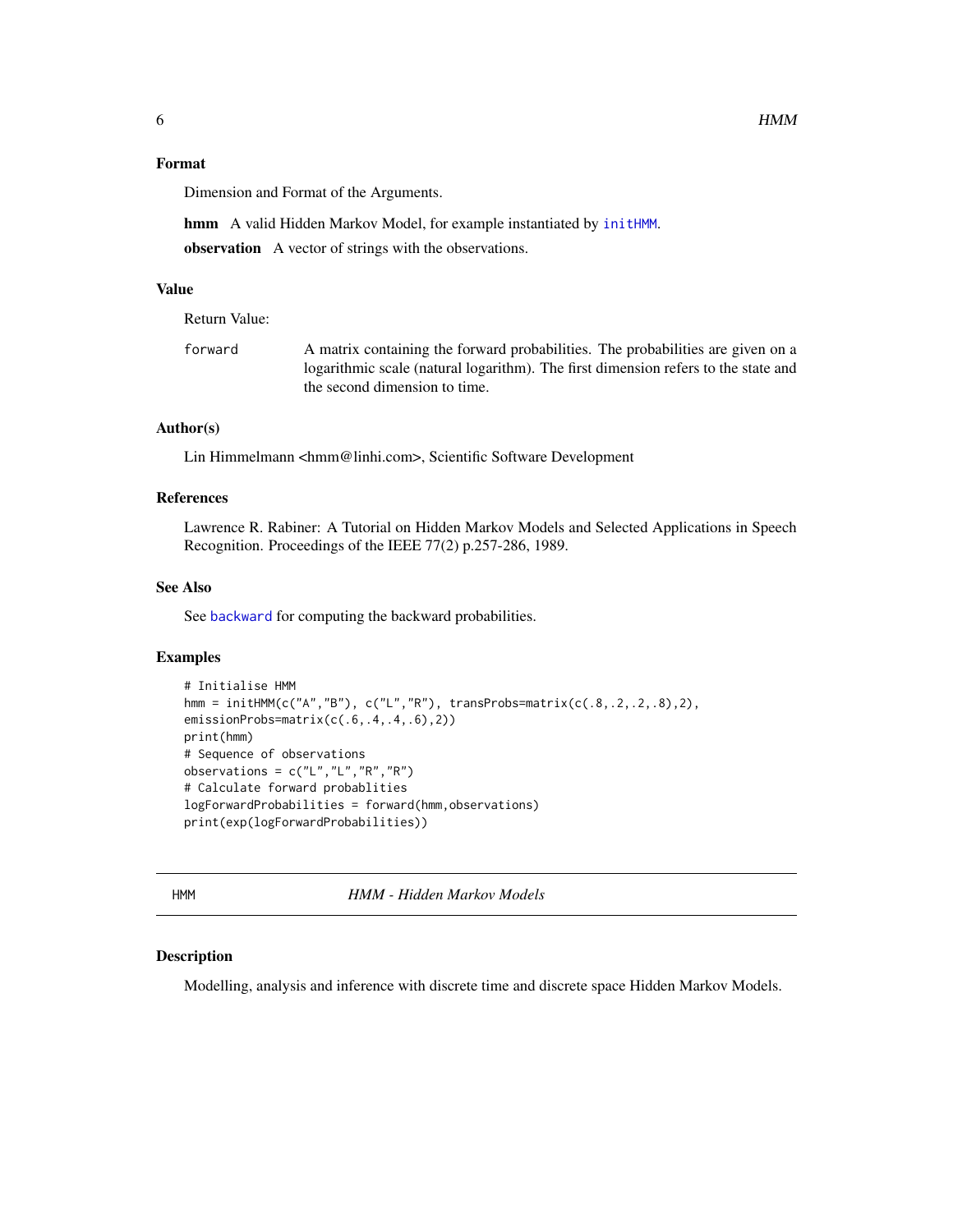### Format

Dimension and Format of the Arguments.

**hmm** A valid Hidden Markov Model, for example instantiated by initHMM.

**observation** A vector of strings with the observations.

### Value

Return Value:

`forward` A matrix containing the forward probabilities. The probabilities are given on a logarithmic scale (natural logarithm). The first dimension refers to the state and the second dimension to time.

### Author(s)

Lin Himmelmann <hmm@linhi.com>, Scientific Software Development

### References

Lawrence R. Rabiner: A Tutorial on Hidden Markov Models and Selected Applications in Speech Recognition. Proceedings of the IEEE 77(2) p.257-286, 1989.

### See Also

See backward for computing the backward probabilities.

### Examples

```
# Initialise HMM
hmm = initHMM(c("A","B"), c("L","R"), transProbs=matrix(c(.8,.2,.2,.8),2),
emissionProbs=matrix(c(.6,.4,.4,.6),2))
print(hmm)
# Sequence of observations
observations = c("L","L","R","R")
# Calculate forward probablities
logForwardProbabilities = forward(hmm,observations)
print(exp(logForwardProbabilities))
```

---

## HMM — *HMM - Hidden Markov Models*

### Description

Modelling, analysis and inference with discrete time and discrete space Hidden Markov Models.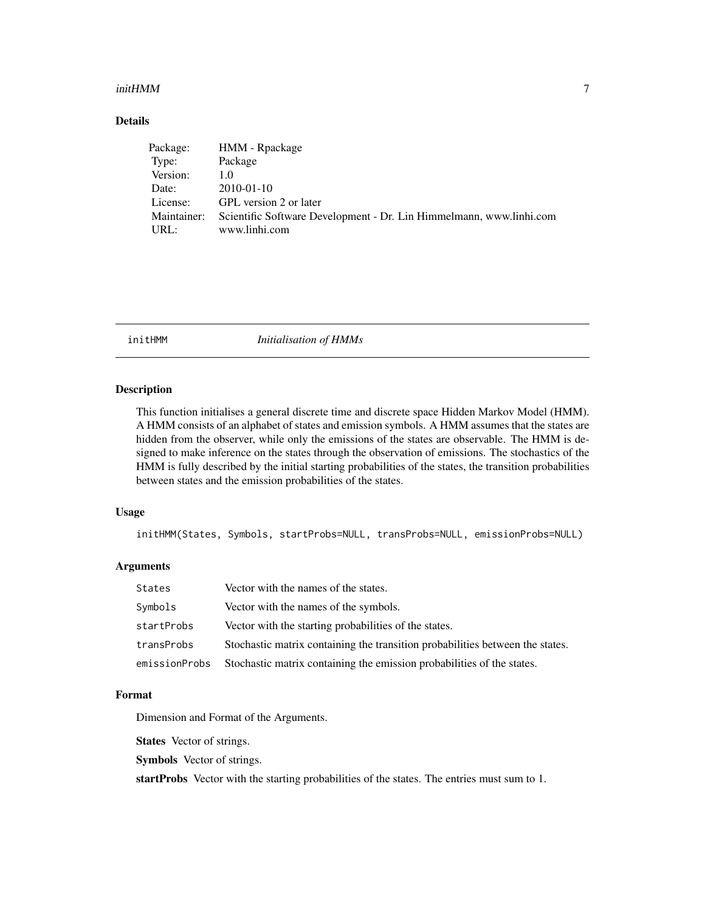## Details

| Package: | HMM - Rpackage |
|---|---|
| Type: | Package |
| Version: | 1.0 |
| Date: | 2010-01-10 |
| License: | GPL version 2 or later |
| Maintainer: | Scientific Software Development - Dr. Lin Himmelmann, www.linhi.com |
| URL: | www.linhi.com |

---

# initHMM *Initialisation of HMMs*

---

## Description

This function initialises a general discrete time and discrete space Hidden Markov Model (HMM). A HMM consists of an alphabet of states and emission symbols. A HMM assumes that the states are hidden from the observer, while only the emissions of the states are observable. The HMM is designed to make inference on the states through the observation of emissions. The stochastics of the HMM is fully described by the initial starting probabilities of the states, the transition probabilities between states and the emission probabilities of the states.

## Usage

```
initHMM(States, Symbols, startProbs=NULL, transProbs=NULL, emissionProbs=NULL)
```

## Arguments

| | |
|---|---|
| `States` | Vector with the names of the states. |
| `Symbols` | Vector with the names of the symbols. |
| `startProbs` | Vector with the starting probabilities of the states. |
| `transProbs` | Stochastic matrix containing the transition probabilities between the states. |
| `emissionProbs` | Stochastic matrix containing the emission probabilities of the states. |

## Format

Dimension and Format of the Arguments.

**States** Vector of strings.

**Symbols** Vector of strings.

**startProbs** Vector with the starting probabilities of the states. The entries must sum to 1.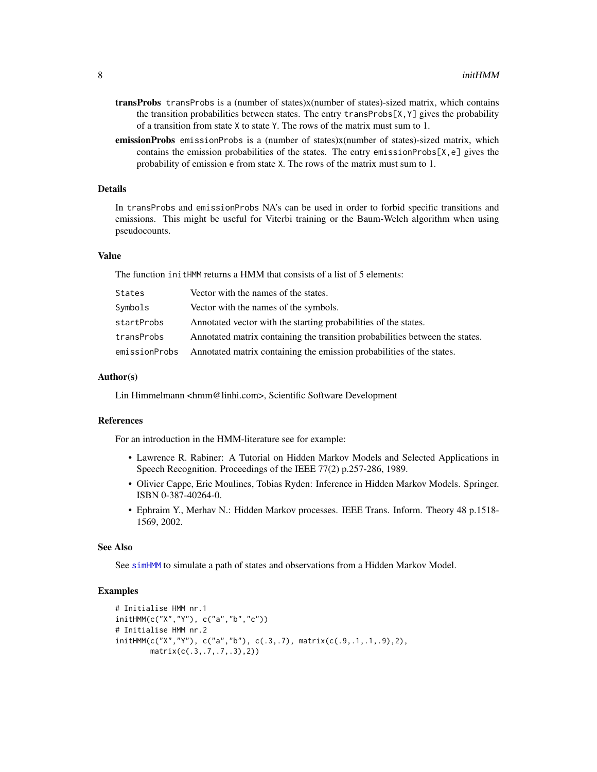**transProbs** `transProbs` is a (number of states)x(number of states)-sized matrix, which contains the transition probabilities between states. The entry `transProbs[X,Y]` gives the probability of a transition from state `X` to state `Y`. The rows of the matrix must sum to 1.

**emissionProbs** `emissionProbs` is a (number of states)x(number of states)-sized matrix, which contains the emission probabilities of the states. The entry `emissionProbs[X,e]` gives the probability of emission `e` from state `X`. The rows of the matrix must sum to 1.

## Details

In `transProbs` and `emissionProbs` NA's can be used in order to forbid specific transitions and emissions. This might be useful for Viterbi training or the Baum-Welch algorithm when using pseudocounts.

## Value

The function `initHMM` returns a HMM that consists of a list of 5 elements:

| | |
|---|---|
| `States` | Vector with the names of the states. |
| `Symbols` | Vector with the names of the symbols. |
| `startProbs` | Annotated vector with the starting probabilities of the states. |
| `transProbs` | Annotated matrix containing the transition probabilities between the states. |
| `emissionProbs` | Annotated matrix containing the emission probabilities of the states. |

## Author(s)

Lin Himmelmann <hmm@linhi.com>, Scientific Software Development

## References

For an introduction in the HMM-literature see for example:

- Lawrence R. Rabiner: A Tutorial on Hidden Markov Models and Selected Applications in Speech Recognition. Proceedings of the IEEE 77(2) p.257-286, 1989.
- Olivier Cappe, Eric Moulines, Tobias Ryden: Inference in Hidden Markov Models. Springer. ISBN 0-387-40264-0.
- Ephraim Y., Merhav N.: Hidden Markov processes. IEEE Trans. Inform. Theory 48 p.1518-1569, 2002.

## See Also

See `simHMM` to simulate a path of states and observations from a Hidden Markov Model.

## Examples

```
# Initialise HMM nr.1
initHMM(c("X","Y"), c("a","b","c"))
# Initialise HMM nr.2
initHMM(c("X","Y"), c("a","b"), c(.3,.7), matrix(c(.9,.1,.1,.9),2),
        matrix(c(.3,.7,.7,.3),2))
```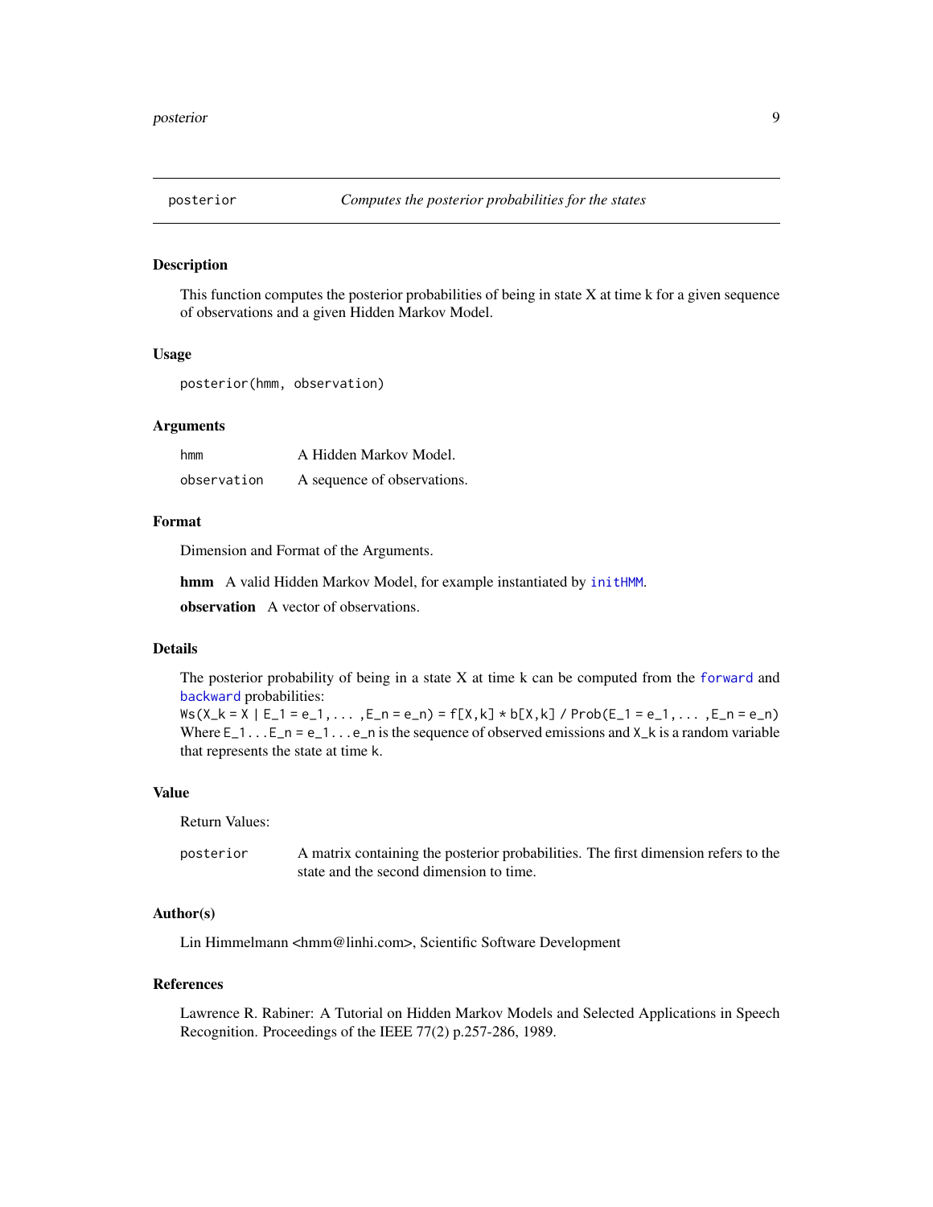## posterior — *Computes the posterior probabilities for the states*

### Description

This function computes the posterior probabilities of being in state X at time k for a given sequence of observations and a given Hidden Markov Model.

### Usage

```
posterior(hmm, observation)
```

### Arguments

| | |
|---|---|
| `hmm` | A Hidden Markov Model. |
| `observation` | A sequence of observations. |

### Format

Dimension and Format of the Arguments.

**hmm** A valid Hidden Markov Model, for example instantiated by `initHMM`.

**observation** A vector of observations.

### Details

The posterior probability of being in a state X at time k can be computed from the `forward` and `backward` probabilities:
`Ws(X_k = X | E_1 = e_1, ... ,E_n = e_n) = f[X,k] * b[X,k] / Prob(E_1 = e_1, ... ,E_n = e_n)`
Where `E_1...E_n = e_1...e_n` is the sequence of observed emissions and `X_k` is a random variable that represents the state at time `k`.

### Value

Return Values:

| | |
|---|---|
| `posterior` | A matrix containing the posterior probabilities. The first dimension refers to the state and the second dimension to time. |

### Author(s)

Lin Himmelmann <hmm@linhi.com>, Scientific Software Development

### References

Lawrence R. Rabiner: A Tutorial on Hidden Markov Models and Selected Applications in Speech Recognition. Proceedings of the IEEE 77(2) p.257-286, 1989.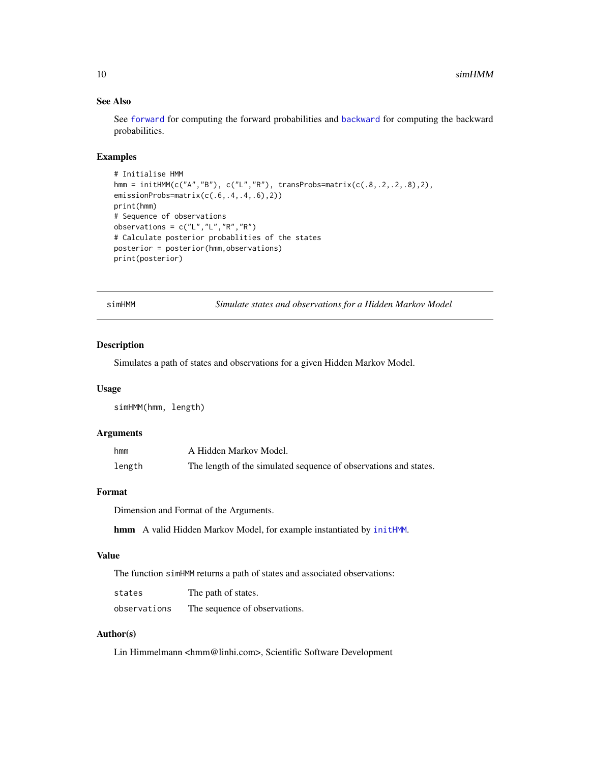### See Also

See forward for computing the forward probabilities and backward for computing the backward probabilities.

### Examples

```
# Initialise HMM
hmm = initHMM(c("A","B"), c("L","R"), transProbs=matrix(c(.8,.2,.2,.8),2),
emissionProbs=matrix(c(.6,.4,.4,.6),2))
print(hmm)
# Sequence of observations
observations = c("L","L","R","R")
# Calculate posterior probablities of the states
posterior = posterior(hmm,observations)
print(posterior)
```

---

## simHMM — *Simulate states and observations for a Hidden Markov Model*

### Description

Simulates a path of states and observations for a given Hidden Markov Model.

### Usage

```
simHMM(hmm, length)
```

### Arguments

| | |
|---|---|
| hmm | A Hidden Markov Model. |
| length | The length of the simulated sequence of observations and states. |

### Format

Dimension and Format of the Arguments.

**hmm** A valid Hidden Markov Model, for example instantiated by initHMM.

### Value

The function simHMM returns a path of states and associated observations:

| | |
|---|---|
| states | The path of states. |
| observations | The sequence of observations. |

### Author(s)

Lin Himmelmann <hmm@linhi.com>, Scientific Software Development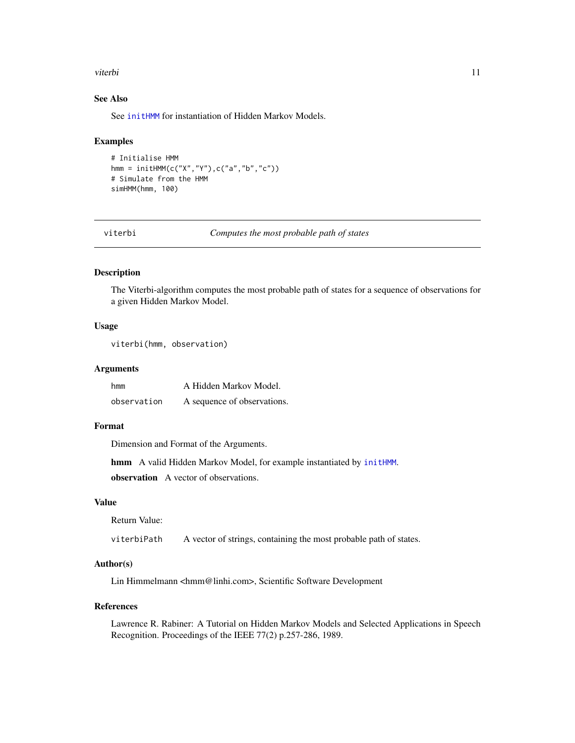### See Also

See initHMM for instantiation of Hidden Markov Models.

### Examples

```
# Initialise HMM
hmm = initHMM(c("X","Y"),c("a","b","c"))
# Simulate from the HMM
simHMM(hmm, 100)
```

---

## viterbi *Computes the most probable path of states*

---

### Description

The Viterbi-algorithm computes the most probable path of states for a sequence of observations for a given Hidden Markov Model.

### Usage

```
viterbi(hmm, observation)
```

### Arguments

| | |
|---|---|
| `hmm` | A Hidden Markov Model. |
| `observation` | A sequence of observations. |

### Format

Dimension and Format of the Arguments.

**hmm** A valid Hidden Markov Model, for example instantiated by initHMM.

**observation** A vector of observations.

### Value

Return Value:

| | |
|---|---|
| `viterbiPath` | A vector of strings, containing the most probable path of states. |

### Author(s)

Lin Himmelmann <hmm@linhi.com>, Scientific Software Development

### References

Lawrence R. Rabiner: A Tutorial on Hidden Markov Models and Selected Applications in Speech Recognition. Proceedings of the IEEE 77(2) p.257-286, 1989.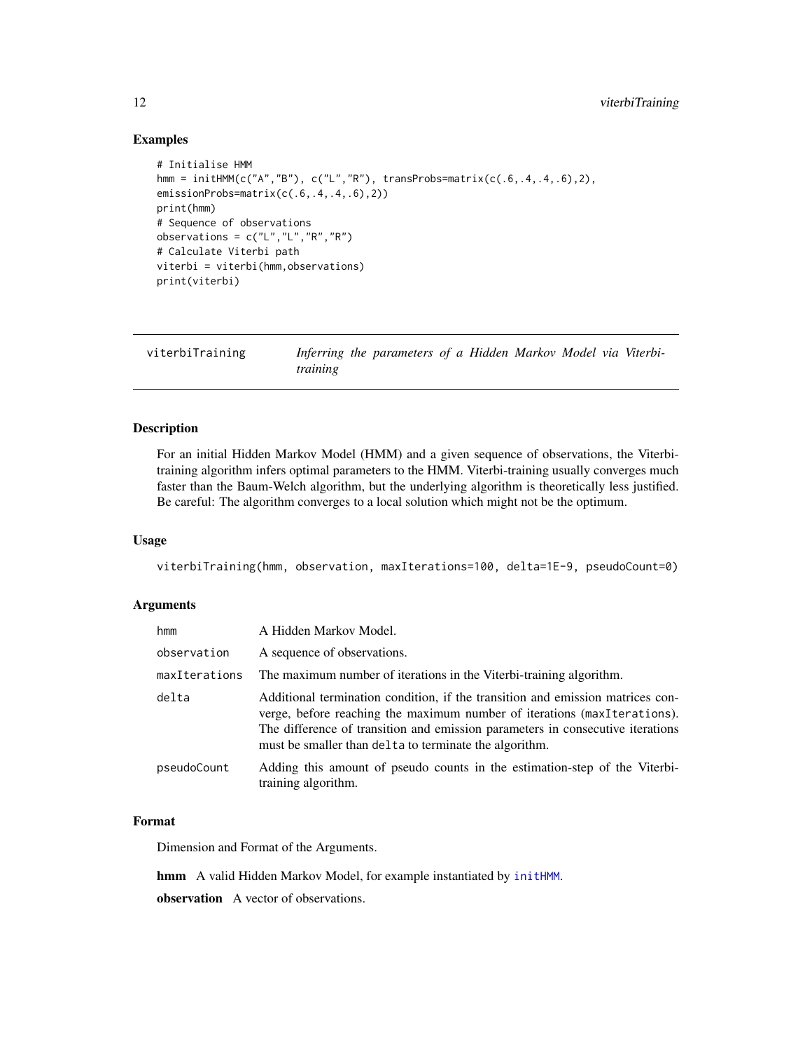## Examples

```
# Initialise HMM
hmm = initHMM(c("A","B"), c("L","R"), transProbs=matrix(c(.6,.4,.4,.6),2),
emissionProbs=matrix(c(.6,.4,.4,.6),2))
print(hmm)
# Sequence of observations
observations = c("L","L","R","R")
# Calculate Viterbi path
viterbi = viterbi(hmm,observations)
print(viterbi)
```

---

# viterbiTraining — *Inferring the parameters of a Hidden Markov Model via Viterbi-training*

---

## Description

For an initial Hidden Markov Model (HMM) and a given sequence of observations, the Viterbi-training algorithm infers optimal parameters to the HMM. Viterbi-training usually converges much faster than the Baum-Welch algorithm, but the underlying algorithm is theoretically less justified. Be careful: The algorithm converges to a local solution which might not be the optimum.

## Usage

```
viterbiTraining(hmm, observation, maxIterations=100, delta=1E-9, pseudoCount=0)
```

## Arguments

| | |
|---|---|
| `hmm` | A Hidden Markov Model. |
| `observation` | A sequence of observations. |
| `maxIterations` | The maximum number of iterations in the Viterbi-training algorithm. |
| `delta` | Additional termination condition, if the transition and emission matrices converge, before reaching the maximum number of iterations (`maxIterations`). The difference of transition and emission parameters in consecutive iterations must be smaller than `delta` to terminate the algorithm. |
| `pseudoCount` | Adding this amount of pseudo counts in the estimation-step of the Viterbi-training algorithm. |

## Format

Dimension and Format of the Arguments.

**hmm** A valid Hidden Markov Model, for example instantiated by `initHMM`.

**observation** A vector of observations.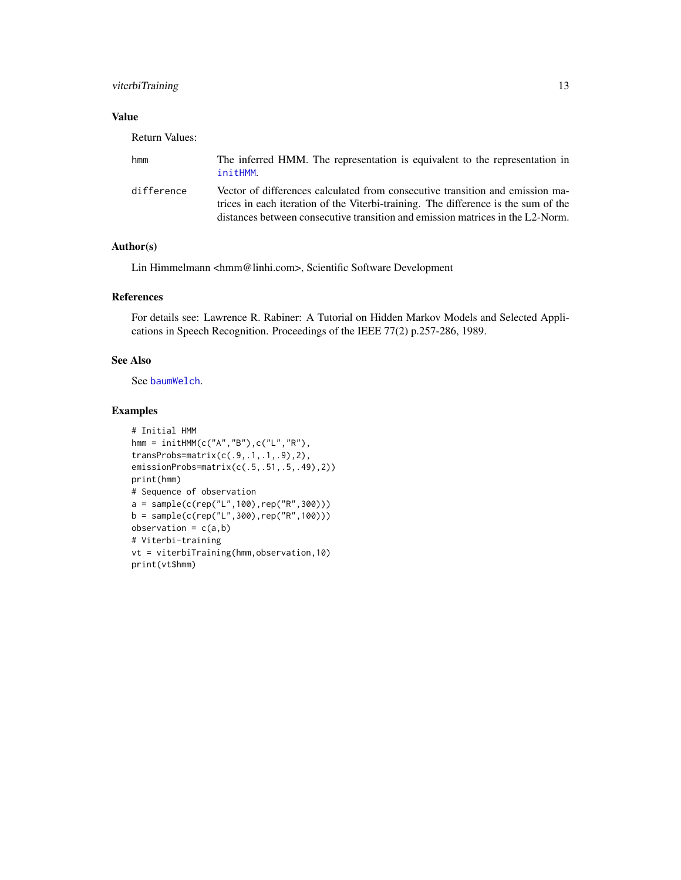## Value

Return Values:

| | |
|---|---|
| hmm | The inferred HMM. The representation is equivalent to the representation in `initHMM`. |
| difference | Vector of differences calculated from consecutive transition and emission matrices in each iteration of the Viterbi-training. The difference is the sum of the distances between consecutive transition and emission matrices in the L2-Norm. |

## Author(s)

Lin Himmelmann <hmm@linhi.com>, Scientific Software Development

## References

For details see: Lawrence R. Rabiner: A Tutorial on Hidden Markov Models and Selected Applications in Speech Recognition. Proceedings of the IEEE 77(2) p.257-286, 1989.

## See Also

See `baumWelch`.

## Examples

```
# Initial HMM
hmm = initHMM(c("A","B"),c("L","R"),
transProbs=matrix(c(.9,.1,.1,.9),2),
emissionProbs=matrix(c(.5,.51,.5,.49),2))
print(hmm)
# Sequence of observation
a = sample(c(rep("L",100),rep("R",300)))
b = sample(c(rep("L",300),rep("R",100)))
observation = c(a,b)
# Viterbi-training
vt = viterbiTraining(hmm,observation,10)
print(vt$hmm)
```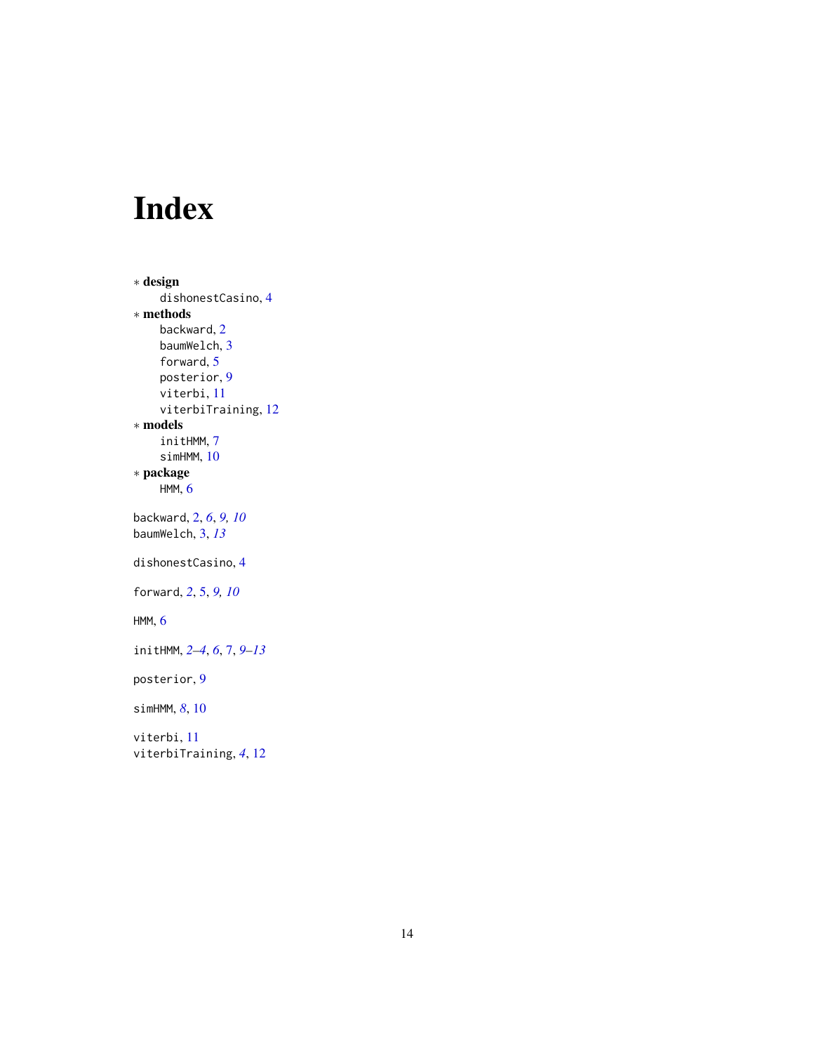# Index

∗ **design**
  dishonestCasino, 4
∗ **methods**
  backward, 2
  baumWelch, 3
  forward, 5
  posterior, 9
  viterbi, 11
  viterbiTraining, 12
∗ **models**
  initHMM, 7
  simHMM, 10
∗ **package**
  HMM, 6

backward, 2, *6*, *9, 10*
baumWelch, 3, *13*

dishonestCasino, 4

forward, *2*, 5, *9, 10*

HMM, 6

initHMM, *2–4*, *6*, 7, *9–13*

posterior, 9

simHMM, *8*, 10

viterbi, 11
viterbiTraining, *4*, 12